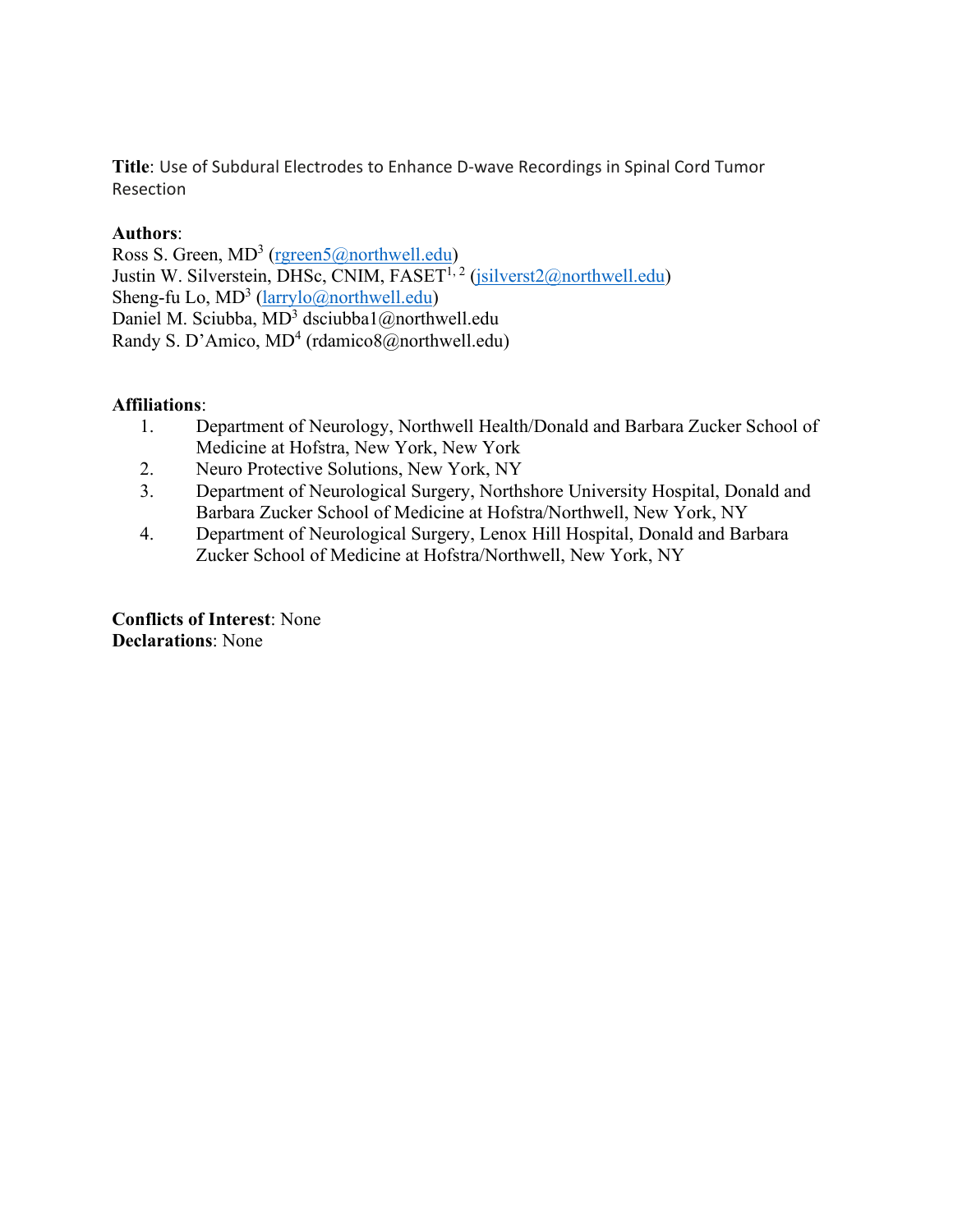**Title**: Use of Subdural Electrodes to Enhance D-wave Recordings in Spinal Cord Tumor Resection

**Authors**:
Ross S. Green, MD[3] (rgreen5@northwell.edu)
Justin W. Silverstein, DHSc, CNIM, FASET[1, 2] (jsilverst2@northwell.edu)
Sheng-fu Lo, MD[3] (larrylo@northwell.edu)
Daniel M. Sciubba, MD[3] dsciubba1@northwell.edu
Randy S. D'Amico, MD[4] (rdamico8@northwell.edu)

**Affiliations**:

1. Department of Neurology, Northwell Health/Donald and Barbara Zucker School of Medicine at Hofstra, New York, New York
2. Neuro Protective Solutions, New York, NY
3. Department of Neurological Surgery, Northshore University Hospital, Donald and Barbara Zucker School of Medicine at Hofstra/Northwell, New York, NY
4. Department of Neurological Surgery, Lenox Hill Hospital, Donald and Barbara Zucker School of Medicine at Hofstra/Northwell, New York, NY

**Conflicts of Interest**: None
**Declarations**: None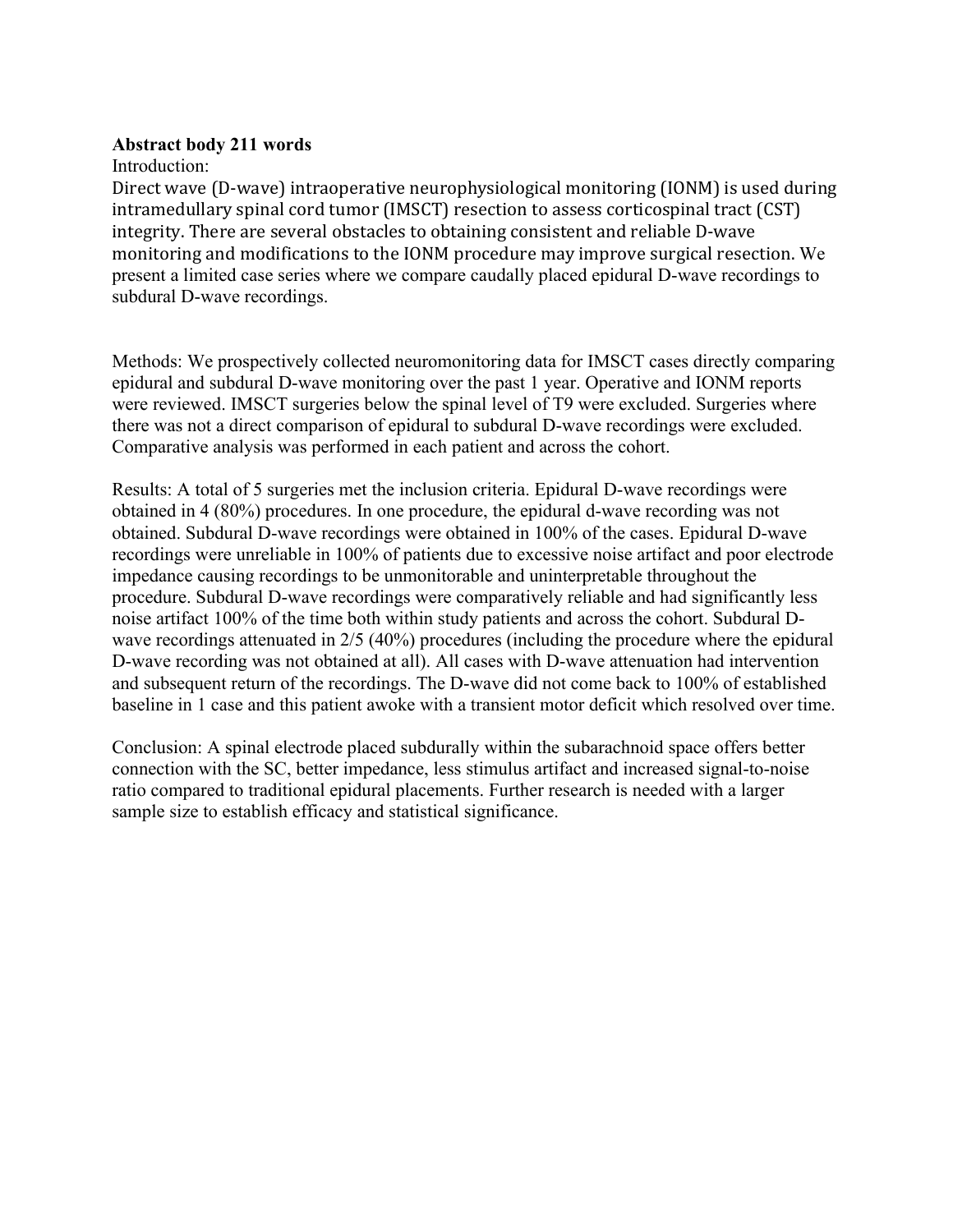**Abstract body 211 words**

Introduction:

Direct wave (D-wave) intraoperative neurophysiological monitoring (IONM) is used during intramedullary spinal cord tumor (IMSCT) resection to assess corticospinal tract (CST) integrity. There are several obstacles to obtaining consistent and reliable D-wave monitoring and modifications to the IONM procedure may improve surgical resection. We present a limited case series where we compare caudally placed epidural D-wave recordings to subdural D-wave recordings.

Methods: We prospectively collected neuromonitoring data for IMSCT cases directly comparing epidural and subdural D-wave monitoring over the past 1 year. Operative and IONM reports were reviewed. IMSCT surgeries below the spinal level of T9 were excluded. Surgeries where there was not a direct comparison of epidural to subdural D-wave recordings were excluded. Comparative analysis was performed in each patient and across the cohort.

Results: A total of 5 surgeries met the inclusion criteria. Epidural D-wave recordings were obtained in 4 (80%) procedures. In one procedure, the epidural d-wave recording was not obtained. Subdural D-wave recordings were obtained in 100% of the cases. Epidural D-wave recordings were unreliable in 100% of patients due to excessive noise artifact and poor electrode impedance causing recordings to be unmonitorable and uninterpretable throughout the procedure. Subdural D-wave recordings were comparatively reliable and had significantly less noise artifact 100% of the time both within study patients and across the cohort. Subdural D-wave recordings attenuated in 2/5 (40%) procedures (including the procedure where the epidural D-wave recording was not obtained at all). All cases with D-wave attenuation had intervention and subsequent return of the recordings. The D-wave did not come back to 100% of established baseline in 1 case and this patient awoke with a transient motor deficit which resolved over time.

Conclusion: A spinal electrode placed subdurally within the subarachnoid space offers better connection with the SC, better impedance, less stimulus artifact and increased signal-to-noise ratio compared to traditional epidural placements. Further research is needed with a larger sample size to establish efficacy and statistical significance.